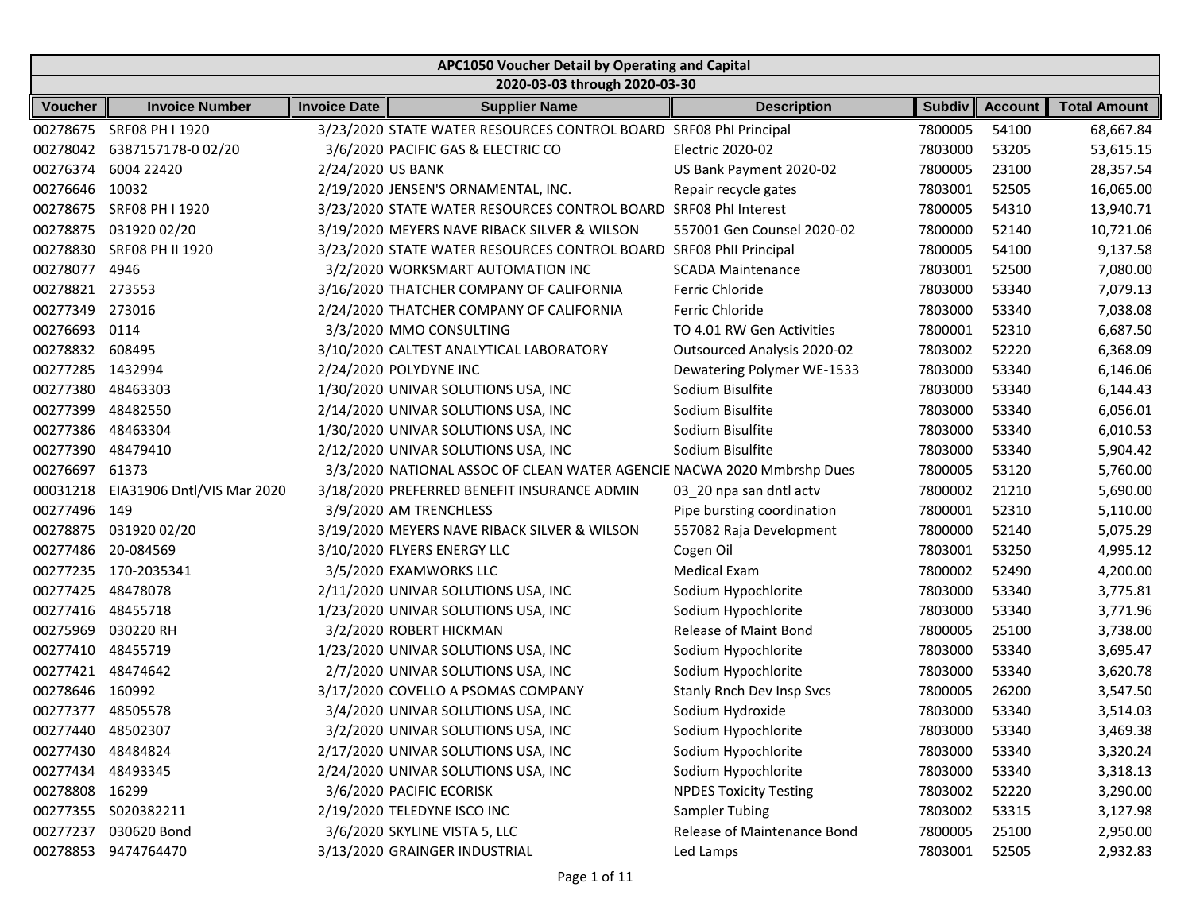## APC1050 Voucher Detail by Operating and Capital

### 2020-03-03 through 2020-03-30

| Voucher | Invoice Number | Invoice Date | Supplier Name | Description | Subdiv | Account | Total Amount |
|---|---|---|---|---|---|---|---|
| 00278675 | SRF08 PH I 1920 | 3/23/2020 | STATE WATER RESOURCES CONTROL BOARD | SRF08 PhI Principal | 7800005 | 54100 | 68,667.84 |
| 00278042 | 6387157178-0 02/20 | 3/6/2020 | PACIFIC GAS & ELECTRIC CO | Electric 2020-02 | 7803000 | 53205 | 53,615.15 |
| 00276374 | 6004 22420 | 2/24/2020 | US BANK | US Bank Payment 2020-02 | 7800005 | 23100 | 28,357.54 |
| 00276646 | 10032 | 2/19/2020 | JENSEN'S ORNAMENTAL, INC. | Repair recycle gates | 7803001 | 52505 | 16,065.00 |
| 00278675 | SRF08 PH I 1920 | 3/23/2020 | STATE WATER RESOURCES CONTROL BOARD | SRF08 PhI Interest | 7800005 | 54310 | 13,940.71 |
| 00278875 | 031920 02/20 | 3/19/2020 | MEYERS NAVE RIBACK SILVER & WILSON | 557001 Gen Counsel 2020-02 | 7800000 | 52140 | 10,721.06 |
| 00278830 | SRF08 PH II 1920 | 3/23/2020 | STATE WATER RESOURCES CONTROL BOARD | SRF08 PhII Principal | 7800005 | 54100 | 9,137.58 |
| 00278077 | 4946 | 3/2/2020 | WORKSMART AUTOMATION INC | SCADA Maintenance | 7803001 | 52500 | 7,080.00 |
| 00278821 | 273553 | 3/16/2020 | THATCHER COMPANY OF CALIFORNIA | Ferric Chloride | 7803000 | 53340 | 7,079.13 |
| 00277349 | 273016 | 2/24/2020 | THATCHER COMPANY OF CALIFORNIA | Ferric Chloride | 7803000 | 53340 | 7,038.08 |
| 00276693 | 0114 | 3/3/2020 | MMO CONSULTING | TO 4.01 RW Gen Activities | 7800001 | 52310 | 6,687.50 |
| 00278832 | 608495 | 3/10/2020 | CALTEST ANALYTICAL LABORATORY | Outsourced Analysis 2020-02 | 7803002 | 52220 | 6,368.09 |
| 00277285 | 1432994 | 2/24/2020 | POLYDYNE INC | Dewatering Polymer WE-1533 | 7803000 | 53340 | 6,146.06 |
| 00277380 | 48463303 | 1/30/2020 | UNIVAR SOLUTIONS USA, INC | Sodium Bisulfite | 7803000 | 53340 | 6,144.43 |
| 00277399 | 48482550 | 2/14/2020 | UNIVAR SOLUTIONS USA, INC | Sodium Bisulfite | 7803000 | 53340 | 6,056.01 |
| 00277386 | 48463304 | 1/30/2020 | UNIVAR SOLUTIONS USA, INC | Sodium Bisulfite | 7803000 | 53340 | 6,010.53 |
| 00277390 | 48479410 | 2/12/2020 | UNIVAR SOLUTIONS USA, INC | Sodium Bisulfite | 7803000 | 53340 | 5,904.42 |
| 00276697 | 61373 | 3/3/2020 | NATIONAL ASSOC OF CLEAN WATER AGENCIE | NACWA 2020 Mmbrshp Dues | 7800005 | 53120 | 5,760.00 |
| 00031218 | EIA31906 Dntl/VIS Mar 2020 | 3/18/2020 | PREFERRED BENEFIT INSURANCE ADMIN | 03_20 npa san dntl actv | 7800002 | 21210 | 5,690.00 |
| 00277496 | 149 | 3/9/2020 | AM TRENCHLESS | Pipe bursting coordination | 7800001 | 52310 | 5,110.00 |
| 00278875 | 031920 02/20 | 3/19/2020 | MEYERS NAVE RIBACK SILVER & WILSON | 557082 Raja Development | 7800000 | 52140 | 5,075.29 |
| 00277486 | 20-084569 | 3/10/2020 | FLYERS ENERGY LLC | Cogen Oil | 7803001 | 53250 | 4,995.12 |
| 00277235 | 170-2035341 | 3/5/2020 | EXAMWORKS LLC | Medical Exam | 7800002 | 52490 | 4,200.00 |
| 00277425 | 48478078 | 2/11/2020 | UNIVAR SOLUTIONS USA, INC | Sodium Hypochlorite | 7803000 | 53340 | 3,775.81 |
| 00277416 | 48455718 | 1/23/2020 | UNIVAR SOLUTIONS USA, INC | Sodium Hypochlorite | 7803000 | 53340 | 3,771.96 |
| 00275969 | 030220 RH | 3/2/2020 | ROBERT HICKMAN | Release of Maint Bond | 7800005 | 25100 | 3,738.00 |
| 00277410 | 48455719 | 1/23/2020 | UNIVAR SOLUTIONS USA, INC | Sodium Hypochlorite | 7803000 | 53340 | 3,695.47 |
| 00277421 | 48474642 | 2/7/2020 | UNIVAR SOLUTIONS USA, INC | Sodium Hypochlorite | 7803000 | 53340 | 3,620.78 |
| 00278646 | 160992 | 3/17/2020 | COVELLO A PSOMAS COMPANY | Stanly Rnch Dev Insp Svcs | 7800005 | 26200 | 3,547.50 |
| 00277377 | 48505578 | 3/4/2020 | UNIVAR SOLUTIONS USA, INC | Sodium Hydroxide | 7803000 | 53340 | 3,514.03 |
| 00277440 | 48502307 | 3/2/2020 | UNIVAR SOLUTIONS USA, INC | Sodium Hypochlorite | 7803000 | 53340 | 3,469.38 |
| 00277430 | 48484824 | 2/17/2020 | UNIVAR SOLUTIONS USA, INC | Sodium Hypochlorite | 7803000 | 53340 | 3,320.24 |
| 00277434 | 48493345 | 2/24/2020 | UNIVAR SOLUTIONS USA, INC | Sodium Hypochlorite | 7803000 | 53340 | 3,318.13 |
| 00278808 | 16299 | 3/6/2020 | PACIFIC ECORISK | NPDES Toxicity Testing | 7803002 | 52220 | 3,290.00 |
| 00277355 | S020382211 | 2/19/2020 | TELEDYNE ISCO INC | Sampler Tubing | 7803002 | 53315 | 3,127.98 |
| 00277237 | 030620 Bond | 3/6/2020 | SKYLINE VISTA 5, LLC | Release of Maintenance Bond | 7800005 | 25100 | 2,950.00 |
| 00278853 | 9474764470 | 3/13/2020 | GRAINGER INDUSTRIAL | Led Lamps | 7803001 | 52505 | 2,932.83 |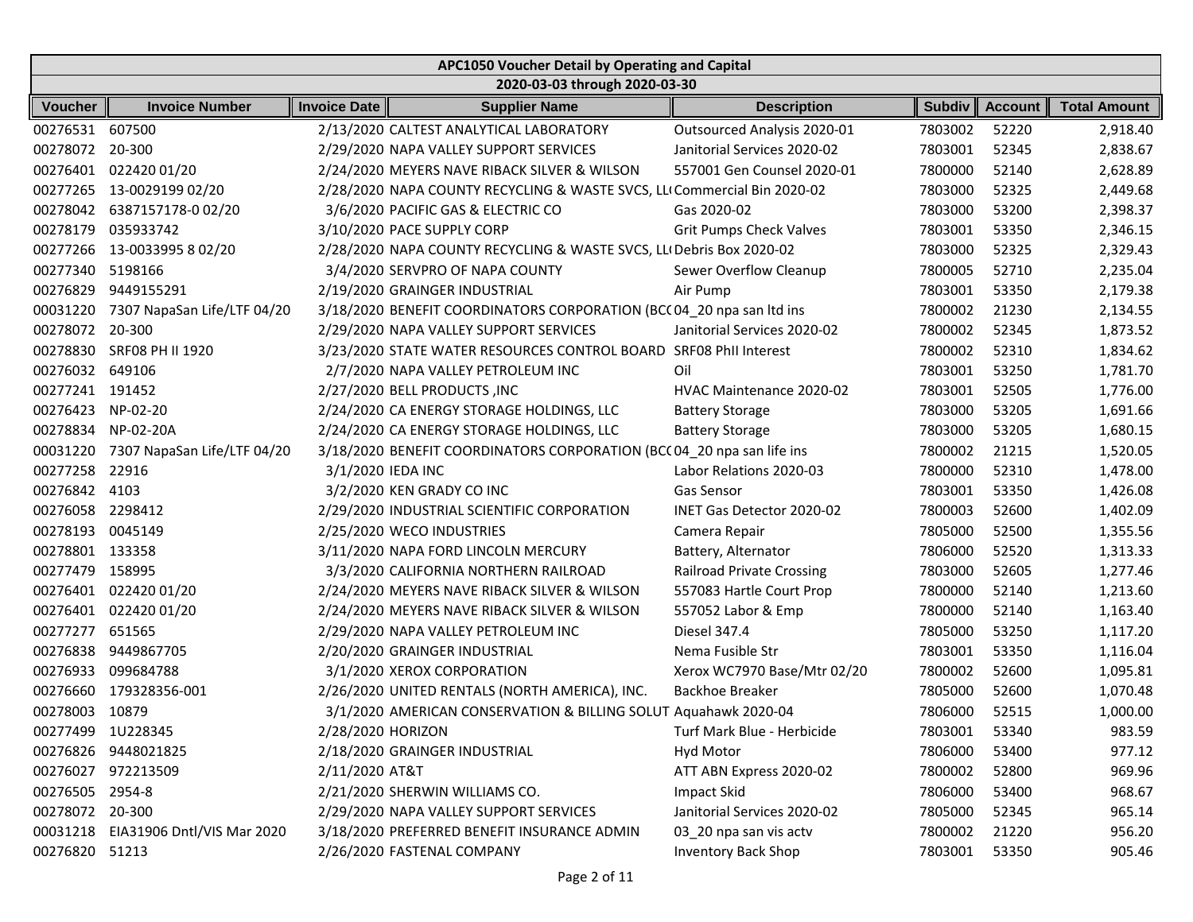| APC1050 Voucher Detail by Operating and Capital | | | | | | | |
|---|---|---|---|---|---|---|---|
| 2020-03-03 through 2020-03-30 | | | | | | | |
| **Voucher** | **Invoice Number** | **Invoice Date** | **Supplier Name** | **Description** | **Subdiv** | **Account** | **Total Amount** |
| 00276531 | 607500 | 2/13/2020 | CALTEST ANALYTICAL LABORATORY | Outsourced Analysis 2020-01 | 7803002 | 52220 | 2,918.40 |
| 00278072 | 20-300 | 2/29/2020 | NAPA VALLEY SUPPORT SERVICES | Janitorial Services 2020-02 | 7803001 | 52345 | 2,838.67 |
| 00276401 | 022420 01/20 | 2/24/2020 | MEYERS NAVE RIBACK SILVER & WILSON | 557001 Gen Counsel 2020-01 | 7800000 | 52140 | 2,628.89 |
| 00277265 | 13-0029199 02/20 | 2/28/2020 | NAPA COUNTY RECYCLING & WASTE SVCS, LL( | Commercial Bin 2020-02 | 7803000 | 52325 | 2,449.68 |
| 00278042 | 6387157178-0 02/20 | 3/6/2020 | PACIFIC GAS & ELECTRIC CO | Gas 2020-02 | 7803000 | 53200 | 2,398.37 |
| 00278179 | 035933742 | 3/10/2020 | PACE SUPPLY CORP | Grit Pumps Check Valves | 7803001 | 53350 | 2,346.15 |
| 00277266 | 13-0033995 8 02/20 | 2/28/2020 | NAPA COUNTY RECYCLING & WASTE SVCS, LL( | Debris Box 2020-02 | 7803000 | 52325 | 2,329.43 |
| 00277340 | 5198166 | 3/4/2020 | SERVPRO OF NAPA COUNTY | Sewer Overflow Cleanup | 7800005 | 52710 | 2,235.04 |
| 00276829 | 9449155291 | 2/19/2020 | GRAINGER INDUSTRIAL | Air Pump | 7803001 | 53350 | 2,179.38 |
| 00031220 | 7307 NapaSan Life/LTF 04/20 | 3/18/2020 | BENEFIT COORDINATORS CORPORATION (BC( | 04_20 npa san ltd ins | 7800002 | 21230 | 2,134.55 |
| 00278072 | 20-300 | 2/29/2020 | NAPA VALLEY SUPPORT SERVICES | Janitorial Services 2020-02 | 7800002 | 52345 | 1,873.52 |
| 00278830 | SRF08 PH II 1920 | 3/23/2020 | STATE WATER RESOURCES CONTROL BOARD | SRF08 PhII Interest | 7800002 | 52310 | 1,834.62 |
| 00276032 | 649106 | 2/7/2020 | NAPA VALLEY PETROLEUM INC | Oil | 7803001 | 53250 | 1,781.70 |
| 00277241 | 191452 | 2/27/2020 | BELL PRODUCTS ,INC | HVAC Maintenance 2020-02 | 7803001 | 52505 | 1,776.00 |
| 00276423 | NP-02-20 | 2/24/2020 | CA ENERGY STORAGE HOLDINGS, LLC | Battery Storage | 7803000 | 53205 | 1,691.66 |
| 00278834 | NP-02-20A | 2/24/2020 | CA ENERGY STORAGE HOLDINGS, LLC | Battery Storage | 7803000 | 53205 | 1,680.15 |
| 00031220 | 7307 NapaSan Life/LTF 04/20 | 3/18/2020 | BENEFIT COORDINATORS CORPORATION (BC( | 04_20 npa san life ins | 7800002 | 21215 | 1,520.05 |
| 00277258 | 22916 | 3/1/2020 | IEDA INC | Labor Relations 2020-03 | 7800000 | 52310 | 1,478.00 |
| 00276842 | 4103 | 3/2/2020 | KEN GRADY CO INC | Gas Sensor | 7803001 | 53350 | 1,426.08 |
| 00276058 | 2298412 | 2/29/2020 | INDUSTRIAL SCIENTIFIC CORPORATION | INET Gas Detector 2020-02 | 7800003 | 52600 | 1,402.09 |
| 00278193 | 0045149 | 2/25/2020 | WECO INDUSTRIES | Camera Repair | 7805000 | 52500 | 1,355.56 |
| 00278801 | 133358 | 3/11/2020 | NAPA FORD LINCOLN MERCURY | Battery, Alternator | 7806000 | 52520 | 1,313.33 |
| 00277479 | 158995 | 3/3/2020 | CALIFORNIA NORTHERN RAILROAD | Railroad Private Crossing | 7803000 | 52605 | 1,277.46 |
| 00276401 | 022420 01/20 | 2/24/2020 | MEYERS NAVE RIBACK SILVER & WILSON | 557083 Hartle Court Prop | 7800000 | 52140 | 1,213.60 |
| 00276401 | 022420 01/20 | 2/24/2020 | MEYERS NAVE RIBACK SILVER & WILSON | 557052 Labor & Emp | 7800000 | 52140 | 1,163.40 |
| 00277277 | 651565 | 2/29/2020 | NAPA VALLEY PETROLEUM INC | Diesel 347.4 | 7805000 | 53250 | 1,117.20 |
| 00276838 | 9449867705 | 2/20/2020 | GRAINGER INDUSTRIAL | Nema Fusible Str | 7803001 | 53350 | 1,116.04 |
| 00276933 | 099684788 | 3/1/2020 | XEROX CORPORATION | Xerox WC7970 Base/Mtr 02/20 | 7800002 | 52600 | 1,095.81 |
| 00276660 | 179328356-001 | 2/26/2020 | UNITED RENTALS (NORTH AMERICA), INC. | Backhoe Breaker | 7805000 | 52600 | 1,070.48 |
| 00278003 | 10879 | 3/1/2020 | AMERICAN CONSERVATION & BILLING SOLUT | Aquahawk 2020-04 | 7806000 | 52515 | 1,000.00 |
| 00277499 | 1U228345 | 2/28/2020 | HORIZON | Turf Mark Blue - Herbicide | 7803001 | 53340 | 983.59 |
| 00276826 | 9448021825 | 2/18/2020 | GRAINGER INDUSTRIAL | Hyd Motor | 7806000 | 53400 | 977.12 |
| 00276027 | 972213509 | 2/11/2020 | AT&T | ATT ABN Express 2020-02 | 7800002 | 52800 | 969.96 |
| 00276505 | 2954-8 | 2/21/2020 | SHERWIN WILLIAMS CO. | Impact Skid | 7806000 | 53400 | 968.67 |
| 00278072 | 20-300 | 2/29/2020 | NAPA VALLEY SUPPORT SERVICES | Janitorial Services 2020-02 | 7805000 | 52345 | 965.14 |
| 00031218 | EIA31906 Dntl/VIS Mar 2020 | 3/18/2020 | PREFERRED BENEFIT INSURANCE ADMIN | 03_20 npa san vis actv | 7800002 | 21220 | 956.20 |
| 00276820 | 51213 | 2/26/2020 | FASTENAL COMPANY | Inventory Back Shop | 7803001 | 53350 | 905.46 |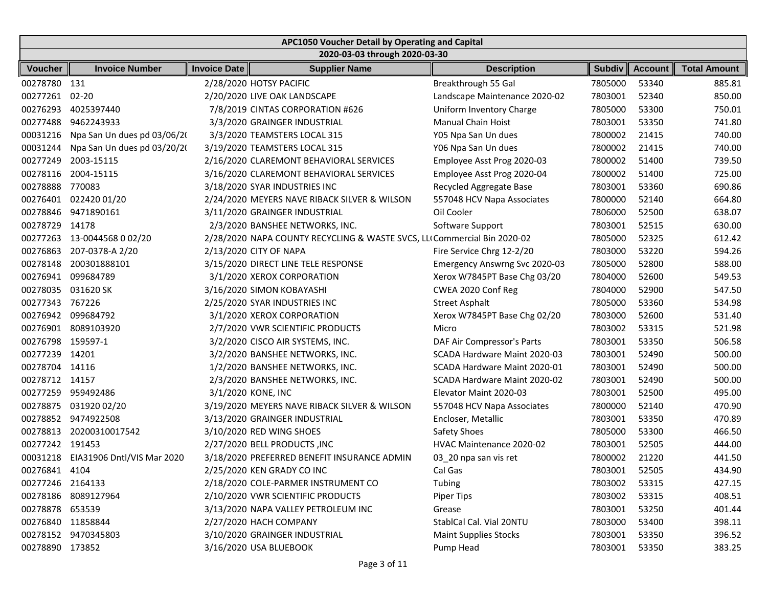| APC1050 Voucher Detail by Operating and Capital | | | | | | | |
|---|---|---|---|---|---|---|---|
| 2020-03-03 through 2020-03-30 | | | | | | | |
| Voucher | Invoice Number | Invoice Date | Supplier Name | Description | Subdiv | Account | Total Amount |
| 00278780 | 131 | 2/28/2020 | HOTSY PACIFIC | Breakthrough 55 Gal | 7805000 | 53340 | 885.81 |
| 00277261 | 02-20 | 2/20/2020 | LIVE OAK LANDSCAPE | Landscape Maintenance 2020-02 | 7803001 | 52340 | 850.00 |
| 00276293 | 4025397440 | 7/8/2019 | CINTAS CORPORATION #626 | Uniform Inventory Charge | 7805000 | 53300 | 750.01 |
| 00277488 | 9462243933 | 3/3/2020 | GRAINGER INDUSTRIAL | Manual Chain Hoist | 7803001 | 53350 | 741.80 |
| 00031216 | Npa San Un dues pd 03/06/2( | 3/3/2020 | TEAMSTERS LOCAL 315 | Y05 Npa San Un dues | 7800002 | 21415 | 740.00 |
| 00031244 | Npa San Un dues pd 03/20/2( | 3/19/2020 | TEAMSTERS LOCAL 315 | Y06 Npa San Un dues | 7800002 | 21415 | 740.00 |
| 00277249 | 2003-15115 | 2/16/2020 | CLAREMONT BEHAVIORAL SERVICES | Employee Asst Prog 2020-03 | 7800002 | 51400 | 739.50 |
| 00278116 | 2004-15115 | 3/16/2020 | CLAREMONT BEHAVIORAL SERVICES | Employee Asst Prog 2020-04 | 7800002 | 51400 | 725.00 |
| 00278888 | 770083 | 3/18/2020 | SYAR INDUSTRIES INC | Recycled Aggregate Base | 7803001 | 53360 | 690.86 |
| 00276401 | 022420 01/20 | 2/24/2020 | MEYERS NAVE RIBACK SILVER & WILSON | 557048 HCV Napa Associates | 7800000 | 52140 | 664.80 |
| 00278846 | 9471890161 | 3/11/2020 | GRAINGER INDUSTRIAL | Oil Cooler | 7806000 | 52500 | 638.07 |
| 00278729 | 14178 | 2/3/2020 | BANSHEE NETWORKS, INC. | Software Support | 7803001 | 52515 | 630.00 |
| 00277263 | 13-0044568 0 02/20 | 2/28/2020 | NAPA COUNTY RECYCLING & WASTE SVCS, LL( | Commercial Bin 2020-02 | 7805000 | 52325 | 612.42 |
| 00276863 | 207-0378-A 2/20 | 2/13/2020 | CITY OF NAPA | Fire Service Chrg 12-2/20 | 7803000 | 53220 | 594.26 |
| 00278148 | 200301888101 | 3/15/2020 | DIRECT LINE TELE RESPONSE | Emergency Answrng Svc 2020-03 | 7805000 | 52800 | 588.00 |
| 00276941 | 099684789 | 3/1/2020 | XEROX CORPORATION | Xerox W7845PT Base Chg 03/20 | 7804000 | 52600 | 549.53 |
| 00278035 | 031620 SK | 3/16/2020 | SIMON KOBAYASHI | CWEA 2020 Conf Reg | 7804000 | 52900 | 547.50 |
| 00277343 | 767226 | 2/25/2020 | SYAR INDUSTRIES INC | Street Asphalt | 7805000 | 53360 | 534.98 |
| 00276942 | 099684792 | 3/1/2020 | XEROX CORPORATION | Xerox W7845PT Base Chg 02/20 | 7803000 | 52600 | 531.40 |
| 00276901 | 8089103920 | 2/7/2020 | VWR SCIENTIFIC PRODUCTS | Micro | 7803002 | 53315 | 521.98 |
| 00276798 | 159597-1 | 3/2/2020 | CISCO AIR SYSTEMS, INC. | DAF Air Compressor's Parts | 7803001 | 53350 | 506.58 |
| 00277239 | 14201 | 3/2/2020 | BANSHEE NETWORKS, INC. | SCADA Hardware Maint 2020-03 | 7803001 | 52490 | 500.00 |
| 00278704 | 14116 | 1/2/2020 | BANSHEE NETWORKS, INC. | SCADA Hardware Maint 2020-01 | 7803001 | 52490 | 500.00 |
| 00278712 | 14157 | 2/3/2020 | BANSHEE NETWORKS, INC. | SCADA Hardware Maint 2020-02 | 7803001 | 52490 | 500.00 |
| 00277259 | 959492486 | 3/1/2020 | KONE, INC | Elevator Maint 2020-03 | 7803001 | 52500 | 495.00 |
| 00278875 | 031920 02/20 | 3/19/2020 | MEYERS NAVE RIBACK SILVER & WILSON | 557048 HCV Napa Associates | 7800000 | 52140 | 470.90 |
| 00278852 | 9474922508 | 3/13/2020 | GRAINGER INDUSTRIAL | Encloser, Metallic | 7803001 | 53350 | 470.89 |
| 00278813 | 20200310017542 | 3/10/2020 | RED WING SHOES | Safety Shoes | 7805000 | 53300 | 466.50 |
| 00277242 | 191453 | 2/27/2020 | BELL PRODUCTS ,INC | HVAC Maintenance 2020-02 | 7803001 | 52505 | 444.00 |
| 00031218 | EIA31906 Dntl/VIS Mar 2020 | 3/18/2020 | PREFERRED BENEFIT INSURANCE ADMIN | 03_20 npa san vis ret | 7800002 | 21220 | 441.50 |
| 00276841 | 4104 | 2/25/2020 | KEN GRADY CO INC | Cal Gas | 7803001 | 52505 | 434.90 |
| 00277246 | 2164133 | 2/18/2020 | COLE-PARMER INSTRUMENT CO | Tubing | 7803002 | 53315 | 427.15 |
| 00278186 | 8089127964 | 2/10/2020 | VWR SCIENTIFIC PRODUCTS | Piper Tips | 7803002 | 53315 | 408.51 |
| 00278878 | 653539 | 3/13/2020 | NAPA VALLEY PETROLEUM INC | Grease | 7803001 | 53250 | 401.44 |
| 00276840 | 11858844 | 2/27/2020 | HACH COMPANY | StablCal Cal. Vial 20NTU | 7803000 | 53400 | 398.11 |
| 00278152 | 9470345803 | 3/10/2020 | GRAINGER INDUSTRIAL | Maint Supplies Stocks | 7803001 | 53350 | 396.52 |
| 00278890 | 173852 | 3/16/2020 | USA BLUEBOOK | Pump Head | 7803001 | 53350 | 383.25 |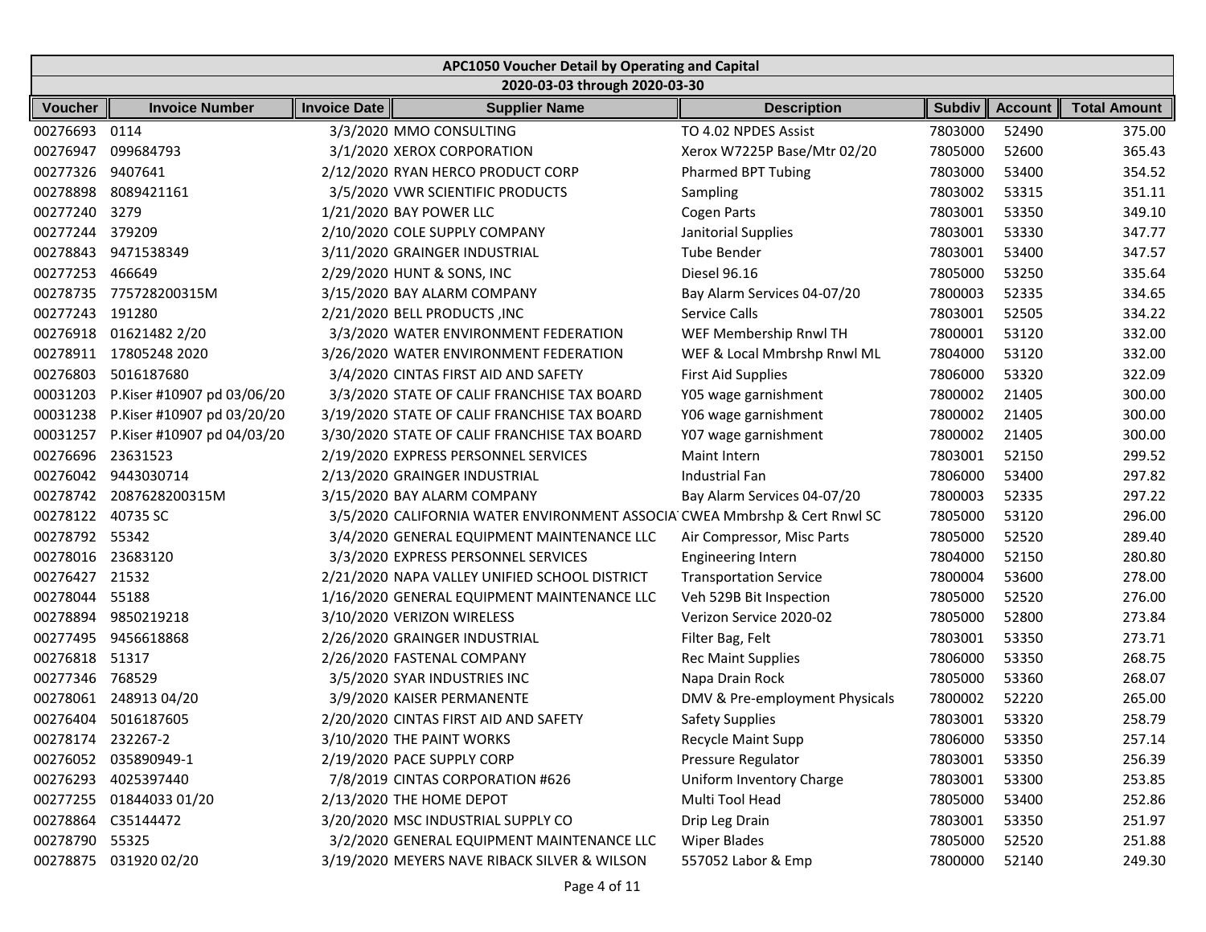| APC1050 Voucher Detail by Operating and Capital | | | | | | | |
|---|---|---|---|---|---|---|---|
| 2020-03-03 through 2020-03-30 | | | | | | | |
| **Voucher** | **Invoice Number** | **Invoice Date** | **Supplier Name** | **Description** | **Subdiv** | **Account** | **Total Amount** |
| 00276693 | 0114 | 3/3/2020 | MMO CONSULTING | TO 4.02 NPDES Assist | 7803000 | 52490 | 375.00 |
| 00276947 | 099684793 | 3/1/2020 | XEROX CORPORATION | Xerox W7225P Base/Mtr 02/20 | 7805000 | 52600 | 365.43 |
| 00277326 | 9407641 | 2/12/2020 | RYAN HERCO PRODUCT CORP | Pharmed BPT Tubing | 7803000 | 53400 | 354.52 |
| 00278898 | 8089421161 | 3/5/2020 | VWR SCIENTIFIC PRODUCTS | Sampling | 7803002 | 53315 | 351.11 |
| 00277240 | 3279 | 1/21/2020 | BAY POWER LLC | Cogen Parts | 7803001 | 53350 | 349.10 |
| 00277244 | 379209 | 2/10/2020 | COLE SUPPLY COMPANY | Janitorial Supplies | 7803001 | 53330 | 347.77 |
| 00278843 | 9471538349 | 3/11/2020 | GRAINGER INDUSTRIAL | Tube Bender | 7803001 | 53400 | 347.57 |
| 00277253 | 466649 | 2/29/2020 | HUNT & SONS, INC | Diesel 96.16 | 7805000 | 53250 | 335.64 |
| 00278735 | 775728200315M | 3/15/2020 | BAY ALARM COMPANY | Bay Alarm Services 04-07/20 | 7800003 | 52335 | 334.65 |
| 00277243 | 191280 | 2/21/2020 | BELL PRODUCTS ,INC | Service Calls | 7803001 | 52505 | 334.22 |
| 00276918 | 01621482 2/20 | 3/3/2020 | WATER ENVIRONMENT FEDERATION | WEF Membership Rnwl TH | 7800001 | 53120 | 332.00 |
| 00278911 | 17805248 2020 | 3/26/2020 | WATER ENVIRONMENT FEDERATION | WEF & Local Mmbrshp Rnwl ML | 7804000 | 53120 | 332.00 |
| 00276803 | 5016187680 | 3/4/2020 | CINTAS FIRST AID AND SAFETY | First Aid Supplies | 7806000 | 53320 | 322.09 |
| 00031203 | P.Kiser #10907 pd 03/06/20 | 3/3/2020 | STATE OF CALIF FRANCHISE TAX BOARD | Y05 wage garnishment | 7800002 | 21405 | 300.00 |
| 00031238 | P.Kiser #10907 pd 03/20/20 | 3/19/2020 | STATE OF CALIF FRANCHISE TAX BOARD | Y06 wage garnishment | 7800002 | 21405 | 300.00 |
| 00031257 | P.Kiser #10907 pd 04/03/20 | 3/30/2020 | STATE OF CALIF FRANCHISE TAX BOARD | Y07 wage garnishment | 7800002 | 21405 | 300.00 |
| 00276696 | 23631523 | 2/19/2020 | EXPRESS PERSONNEL SERVICES | Maint Intern | 7803001 | 52150 | 299.52 |
| 00276042 | 9443030714 | 2/13/2020 | GRAINGER INDUSTRIAL | Industrial Fan | 7806000 | 53400 | 297.82 |
| 00278742 | 2087628200315M | 3/15/2020 | BAY ALARM COMPANY | Bay Alarm Services 04-07/20 | 7800003 | 52335 | 297.22 |
| 00278122 | 40735 SC | 3/5/2020 | CALIFORNIA WATER ENVIRONMENT ASSOCIA | CWEA Mmbrshp & Cert Rnwl SC | 7805000 | 53120 | 296.00 |
| 00278792 | 55342 | 3/4/2020 | GENERAL EQUIPMENT MAINTENANCE LLC | Air Compressor, Misc Parts | 7805000 | 52520 | 289.40 |
| 00278016 | 23683120 | 3/3/2020 | EXPRESS PERSONNEL SERVICES | Engineering Intern | 7804000 | 52150 | 280.80 |
| 00276427 | 21532 | 2/21/2020 | NAPA VALLEY UNIFIED SCHOOL DISTRICT | Transportation Service | 7800004 | 53600 | 278.00 |
| 00278044 | 55188 | 1/16/2020 | GENERAL EQUIPMENT MAINTENANCE LLC | Veh 529B Bit Inspection | 7805000 | 52520 | 276.00 |
| 00278894 | 9850219218 | 3/10/2020 | VERIZON WIRELESS | Verizon Service 2020-02 | 7805000 | 52800 | 273.84 |
| 00277495 | 9456618868 | 2/26/2020 | GRAINGER INDUSTRIAL | Filter Bag, Felt | 7803001 | 53350 | 273.71 |
| 00276818 | 51317 | 2/26/2020 | FASTENAL COMPANY | Rec Maint Supplies | 7806000 | 53350 | 268.75 |
| 00277346 | 768529 | 3/5/2020 | SYAR INDUSTRIES INC | Napa Drain Rock | 7805000 | 53360 | 268.07 |
| 00278061 | 248913 04/20 | 3/9/2020 | KAISER PERMANENTE | DMV & Pre-employment Physicals | 7800002 | 52220 | 265.00 |
| 00276404 | 5016187605 | 2/20/2020 | CINTAS FIRST AID AND SAFETY | Safety Supplies | 7803001 | 53320 | 258.79 |
| 00278174 | 232267-2 | 3/10/2020 | THE PAINT WORKS | Recycle Maint Supp | 7806000 | 53350 | 257.14 |
| 00276052 | 035890949-1 | 2/19/2020 | PACE SUPPLY CORP | Pressure Regulator | 7803001 | 53350 | 256.39 |
| 00276293 | 4025397440 | 7/8/2019 | CINTAS CORPORATION #626 | Uniform Inventory Charge | 7803001 | 53300 | 253.85 |
| 00277255 | 01844033 01/20 | 2/13/2020 | THE HOME DEPOT | Multi Tool Head | 7805000 | 53400 | 252.86 |
| 00278864 | C35144472 | 3/20/2020 | MSC INDUSTRIAL SUPPLY CO | Drip Leg Drain | 7803001 | 53350 | 251.97 |
| 00278790 | 55325 | 3/2/2020 | GENERAL EQUIPMENT MAINTENANCE LLC | Wiper Blades | 7805000 | 52520 | 251.88 |
| 00278875 | 031920 02/20 | 3/19/2020 | MEYERS NAVE RIBACK SILVER & WILSON | 557052 Labor & Emp | 7800000 | 52140 | 249.30 |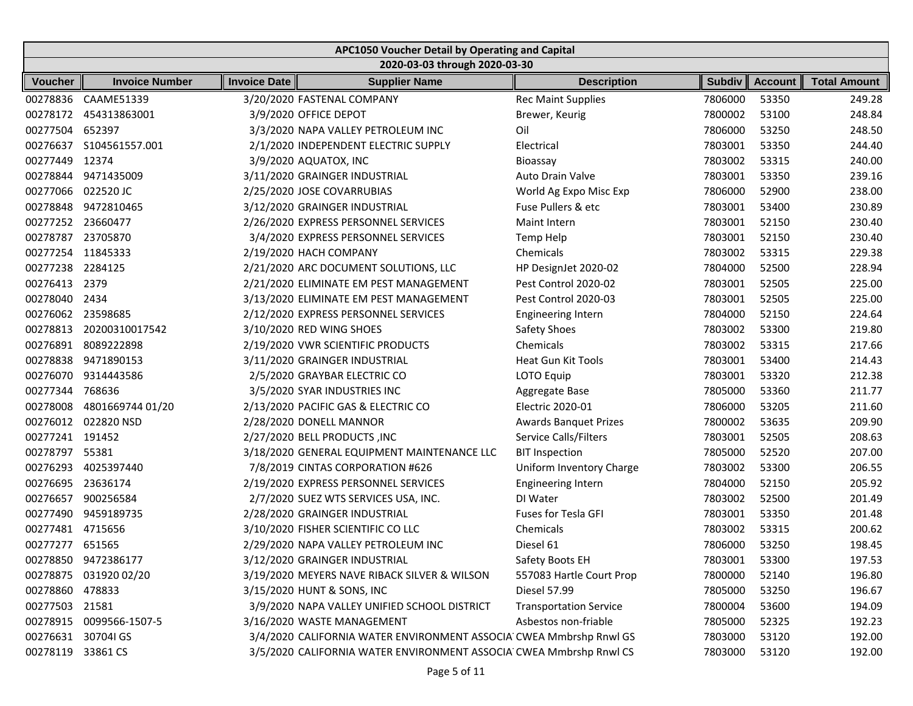| APC1050 Voucher Detail by Operating and Capital | | | | | | | |
|---|---|---|---|---|---|---|---|
| 2020-03-03 through 2020-03-30 | | | | | | | |
| **Voucher** | **Invoice Number** | **Invoice Date** | **Supplier Name** | **Description** | **Subdiv** | **Account** | **Total Amount** |
| 00278836 | CAAME51339 | 3/20/2020 | FASTENAL COMPANY | Rec Maint Supplies | 7806000 | 53350 | 249.28 |
| 00278172 | 454313863001 | 3/9/2020 | OFFICE DEPOT | Brewer, Keurig | 7800002 | 53100 | 248.84 |
| 00277504 | 652397 | 3/3/2020 | NAPA VALLEY PETROLEUM INC | Oil | 7806000 | 53250 | 248.50 |
| 00276637 | S104561557.001 | 2/1/2020 | INDEPENDENT ELECTRIC SUPPLY | Electrical | 7803001 | 53350 | 244.40 |
| 00277449 | 12374 | 3/9/2020 | AQUATOX, INC | Bioassay | 7803002 | 53315 | 240.00 |
| 00278844 | 9471435009 | 3/11/2020 | GRAINGER INDUSTRIAL | Auto Drain Valve | 7803001 | 53350 | 239.16 |
| 00277066 | 022520 JC | 2/25/2020 | JOSE COVARRUBIAS | World Ag Expo Misc Exp | 7806000 | 52900 | 238.00 |
| 00278848 | 9472810465 | 3/12/2020 | GRAINGER INDUSTRIAL | Fuse Pullers & etc | 7803001 | 53400 | 230.89 |
| 00277252 | 23660477 | 2/26/2020 | EXPRESS PERSONNEL SERVICES | Maint Intern | 7803001 | 52150 | 230.40 |
| 00278787 | 23705870 | 3/4/2020 | EXPRESS PERSONNEL SERVICES | Temp Help | 7803001 | 52150 | 230.40 |
| 00277254 | 11845333 | 2/19/2020 | HACH COMPANY | Chemicals | 7803002 | 53315 | 229.38 |
| 00277238 | 2284125 | 2/21/2020 | ARC DOCUMENT SOLUTIONS, LLC | HP DesignJet 2020-02 | 7804000 | 52500 | 228.94 |
| 00276413 | 2379 | 2/21/2020 | ELIMINATE EM PEST MANAGEMENT | Pest Control 2020-02 | 7803001 | 52505 | 225.00 |
| 00278040 | 2434 | 3/13/2020 | ELIMINATE EM PEST MANAGEMENT | Pest Control 2020-03 | 7803001 | 52505 | 225.00 |
| 00276062 | 23598685 | 2/12/2020 | EXPRESS PERSONNEL SERVICES | Engineering Intern | 7804000 | 52150 | 224.64 |
| 00278813 | 20200310017542 | 3/10/2020 | RED WING SHOES | Safety Shoes | 7803002 | 53300 | 219.80 |
| 00276891 | 8089222898 | 2/19/2020 | VWR SCIENTIFIC PRODUCTS | Chemicals | 7803002 | 53315 | 217.66 |
| 00278838 | 9471890153 | 3/11/2020 | GRAINGER INDUSTRIAL | Heat Gun Kit Tools | 7803001 | 53400 | 214.43 |
| 00276070 | 9314443586 | 2/5/2020 | GRAYBAR ELECTRIC CO | LOTO Equip | 7803001 | 53320 | 212.38 |
| 00277344 | 768636 | 3/5/2020 | SYAR INDUSTRIES INC | Aggregate Base | 7805000 | 53360 | 211.77 |
| 00278008 | 4801669744 01/20 | 2/13/2020 | PACIFIC GAS & ELECTRIC CO | Electric 2020-01 | 7806000 | 53205 | 211.60 |
| 00276012 | 022820 NSD | 2/28/2020 | DONELL MANNOR | Awards Banquet Prizes | 7800002 | 53635 | 209.90 |
| 00277241 | 191452 | 2/27/2020 | BELL PRODUCTS ,INC | Service Calls/Filters | 7803001 | 52505 | 208.63 |
| 00278797 | 55381 | 3/18/2020 | GENERAL EQUIPMENT MAINTENANCE LLC | BIT Inspection | 7805000 | 52520 | 207.00 |
| 00276293 | 4025397440 | 7/8/2019 | CINTAS CORPORATION #626 | Uniform Inventory Charge | 7803002 | 53300 | 206.55 |
| 00276695 | 23636174 | 2/19/2020 | EXPRESS PERSONNEL SERVICES | Engineering Intern | 7804000 | 52150 | 205.92 |
| 00276657 | 900256584 | 2/7/2020 | SUEZ WTS SERVICES USA, INC. | DI Water | 7803002 | 52500 | 201.49 |
| 00277490 | 9459189735 | 2/28/2020 | GRAINGER INDUSTRIAL | Fuses for Tesla GFI | 7803001 | 53350 | 201.48 |
| 00277481 | 4715656 | 3/10/2020 | FISHER SCIENTIFIC CO LLC | Chemicals | 7803002 | 53315 | 200.62 |
| 00277277 | 651565 | 2/29/2020 | NAPA VALLEY PETROLEUM INC | Diesel 61 | 7806000 | 53250 | 198.45 |
| 00278850 | 9472386177 | 3/12/2020 | GRAINGER INDUSTRIAL | Safety Boots EH | 7803001 | 53300 | 197.53 |
| 00278875 | 031920 02/20 | 3/19/2020 | MEYERS NAVE RIBACK SILVER & WILSON | 557083 Hartle Court Prop | 7800000 | 52140 | 196.80 |
| 00278860 | 478833 | 3/15/2020 | HUNT & SONS, INC | Diesel 57.99 | 7805000 | 53250 | 196.67 |
| 00277503 | 21581 | 3/9/2020 | NAPA VALLEY UNIFIED SCHOOL DISTRICT | Transportation Service | 7800004 | 53600 | 194.09 |
| 00278915 | 0099566-1507-5 | 3/16/2020 | WASTE MANAGEMENT | Asbestos non-friable | 7805000 | 52325 | 192.23 |
| 00276631 | 30704I GS | 3/4/2020 | CALIFORNIA WATER ENVIRONMENT ASSOCIA | CWEA Mmbrshp Rnwl GS | 7803000 | 53120 | 192.00 |
| 00278119 | 33861 CS | 3/5/2020 | CALIFORNIA WATER ENVIRONMENT ASSOCIA | CWEA Mmbrshp Rnwl CS | 7803000 | 53120 | 192.00 |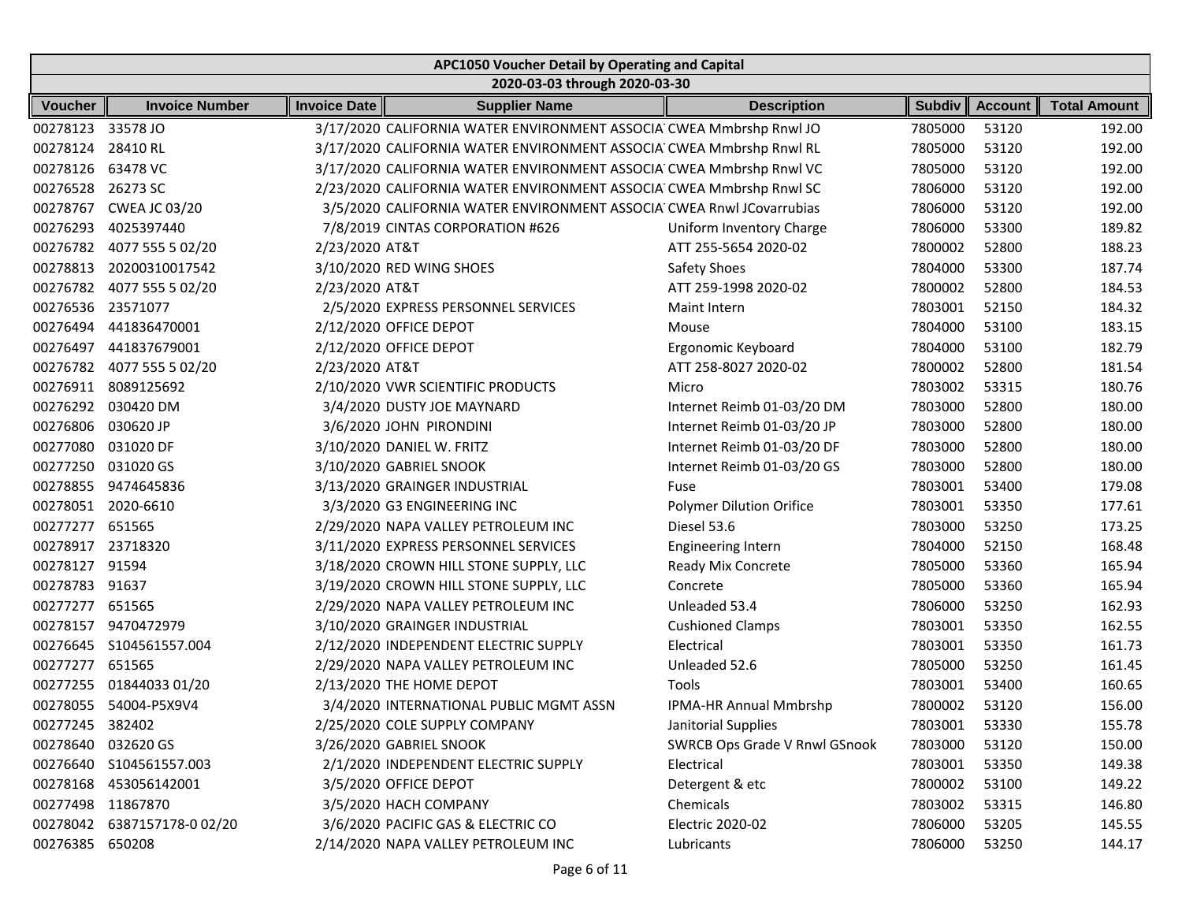# APC1050 Voucher Detail by Operating and Capital

## 2020-03-03 through 2020-03-30

| Voucher | Invoice Number | Invoice Date | Supplier Name | Description | Subdiv | Account | Total Amount |
|---|---|---|---|---|---|---|---|
| 00278123 | 33578 JO | 3/17/2020 | CALIFORNIA WATER ENVIRONMENT ASSOCIA | CWEA Mmbrshp Rnwl JO | 7805000 | 53120 | 192.00 |
| 00278124 | 28410 RL | 3/17/2020 | CALIFORNIA WATER ENVIRONMENT ASSOCIA | CWEA Mmbrshp Rnwl RL | 7805000 | 53120 | 192.00 |
| 00278126 | 63478 VC | 3/17/2020 | CALIFORNIA WATER ENVIRONMENT ASSOCIA | CWEA Mmbrshp Rnwl VC | 7805000 | 53120 | 192.00 |
| 00276528 | 26273 SC | 2/23/2020 | CALIFORNIA WATER ENVIRONMENT ASSOCIA | CWEA Mmbrshp Rnwl SC | 7806000 | 53120 | 192.00 |
| 00278767 | CWEA JC 03/20 | 3/5/2020 | CALIFORNIA WATER ENVIRONMENT ASSOCIA | CWEA Rnwl JCovarrubias | 7806000 | 53120 | 192.00 |
| 00276293 | 4025397440 | 7/8/2019 | CINTAS CORPORATION #626 | Uniform Inventory Charge | 7806000 | 53300 | 189.82 |
| 00276782 | 4077 555 5 02/20 | 2/23/2020 | AT&T | ATT 255-5654 2020-02 | 7800002 | 52800 | 188.23 |
| 00278813 | 20200310017542 | 3/10/2020 | RED WING SHOES | Safety Shoes | 7804000 | 53300 | 187.74 |
| 00276782 | 4077 555 5 02/20 | 2/23/2020 | AT&T | ATT 259-1998 2020-02 | 7800002 | 52800 | 184.53 |
| 00276536 | 23571077 | 2/5/2020 | EXPRESS PERSONNEL SERVICES | Maint Intern | 7803001 | 52150 | 184.32 |
| 00276494 | 441836470001 | 2/12/2020 | OFFICE DEPOT | Mouse | 7804000 | 53100 | 183.15 |
| 00276497 | 441837679001 | 2/12/2020 | OFFICE DEPOT | Ergonomic Keyboard | 7804000 | 53100 | 182.79 |
| 00276782 | 4077 555 5 02/20 | 2/23/2020 | AT&T | ATT 258-8027 2020-02 | 7800002 | 52800 | 181.54 |
| 00276911 | 8089125692 | 2/10/2020 | VWR SCIENTIFIC PRODUCTS | Micro | 7803002 | 53315 | 180.76 |
| 00276292 | 030420 DM | 3/4/2020 | DUSTY JOE MAYNARD | Internet Reimb 01-03/20 DM | 7803000 | 52800 | 180.00 |
| 00276806 | 030620 JP | 3/6/2020 | JOHN PIRONDINI | Internet Reimb 01-03/20 JP | 7803000 | 52800 | 180.00 |
| 00277080 | 031020 DF | 3/10/2020 | DANIEL W. FRITZ | Internet Reimb 01-03/20 DF | 7803000 | 52800 | 180.00 |
| 00277250 | 031020 GS | 3/10/2020 | GABRIEL SNOOK | Internet Reimb 01-03/20 GS | 7803000 | 52800 | 180.00 |
| 00278855 | 9474645836 | 3/13/2020 | GRAINGER INDUSTRIAL | Fuse | 7803001 | 53400 | 179.08 |
| 00278051 | 2020-6610 | 3/3/2020 | G3 ENGINEERING INC | Polymer Dilution Orifice | 7803001 | 53350 | 177.61 |
| 00277277 | 651565 | 2/29/2020 | NAPA VALLEY PETROLEUM INC | Diesel 53.6 | 7803000 | 53250 | 173.25 |
| 00278917 | 23718320 | 3/11/2020 | EXPRESS PERSONNEL SERVICES | Engineering Intern | 7804000 | 52150 | 168.48 |
| 00278127 | 91594 | 3/18/2020 | CROWN HILL STONE SUPPLY, LLC | Ready Mix Concrete | 7805000 | 53360 | 165.94 |
| 00278783 | 91637 | 3/19/2020 | CROWN HILL STONE SUPPLY, LLC | Concrete | 7805000 | 53360 | 165.94 |
| 00277277 | 651565 | 2/29/2020 | NAPA VALLEY PETROLEUM INC | Unleaded 53.4 | 7806000 | 53250 | 162.93 |
| 00278157 | 9470472979 | 3/10/2020 | GRAINGER INDUSTRIAL | Cushioned Clamps | 7803001 | 53350 | 162.55 |
| 00276645 | S104561557.004 | 2/12/2020 | INDEPENDENT ELECTRIC SUPPLY | Electrical | 7803001 | 53350 | 161.73 |
| 00277277 | 651565 | 2/29/2020 | NAPA VALLEY PETROLEUM INC | Unleaded 52.6 | 7805000 | 53250 | 161.45 |
| 00277255 | 01844033 01/20 | 2/13/2020 | THE HOME DEPOT | Tools | 7803001 | 53400 | 160.65 |
| 00278055 | 54004-P5X9V4 | 3/4/2020 | INTERNATIONAL PUBLIC MGMT ASSN | IPMA-HR Annual Mmbrshp | 7800002 | 53120 | 156.00 |
| 00277245 | 382402 | 2/25/2020 | COLE SUPPLY COMPANY | Janitorial Supplies | 7803001 | 53330 | 155.78 |
| 00278640 | 032620 GS | 3/26/2020 | GABRIEL SNOOK | SWRCB Ops Grade V Rnwl GSnook | 7803000 | 53120 | 150.00 |
| 00276640 | S104561557.003 | 2/1/2020 | INDEPENDENT ELECTRIC SUPPLY | Electrical | 7803001 | 53350 | 149.38 |
| 00278168 | 453056142001 | 3/5/2020 | OFFICE DEPOT | Detergent & etc | 7800002 | 53100 | 149.22 |
| 00277498 | 11867870 | 3/5/2020 | HACH COMPANY | Chemicals | 7803002 | 53315 | 146.80 |
| 00278042 | 6387157178-0 02/20 | 3/6/2020 | PACIFIC GAS & ELECTRIC CO | Electric 2020-02 | 7806000 | 53205 | 145.55 |
| 00276385 | 650208 | 2/14/2020 | NAPA VALLEY PETROLEUM INC | Lubricants | 7806000 | 53250 | 144.17 |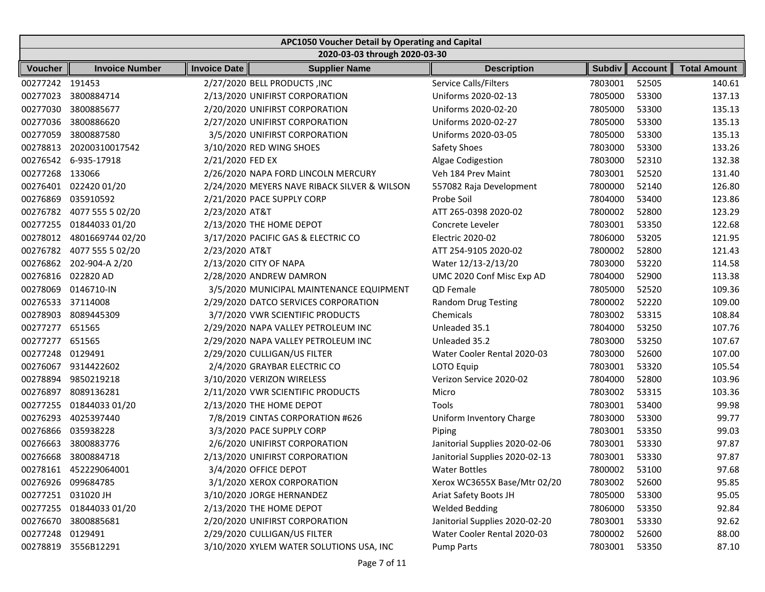# APC1050 Voucher Detail by Operating and Capital

## 2020-03-03 through 2020-03-30

| Voucher | Invoice Number | Invoice Date | Supplier Name | Description | Subdiv | Account | Total Amount |
|---|---|---|---|---|---|---|---|
| 00277242 | 191453 | 2/27/2020 | BELL PRODUCTS ,INC | Service Calls/Filters | 7803001 | 52505 | 140.61 |
| 00277023 | 3800884714 | 2/13/2020 | UNIFIRST CORPORATION | Uniforms 2020-02-13 | 7805000 | 53300 | 137.13 |
| 00277030 | 3800885677 | 2/20/2020 | UNIFIRST CORPORATION | Uniforms 2020-02-20 | 7805000 | 53300 | 135.13 |
| 00277036 | 3800886620 | 2/27/2020 | UNIFIRST CORPORATION | Uniforms 2020-02-27 | 7805000 | 53300 | 135.13 |
| 00277059 | 3800887580 | 3/5/2020 | UNIFIRST CORPORATION | Uniforms 2020-03-05 | 7805000 | 53300 | 135.13 |
| 00278813 | 20200310017542 | 3/10/2020 | RED WING SHOES | Safety Shoes | 7803000 | 53300 | 133.26 |
| 00276542 | 6-935-17918 | 2/21/2020 | FED EX | Algae Codigestion | 7803000 | 52310 | 132.38 |
| 00277268 | 133066 | 2/26/2020 | NAPA FORD LINCOLN MERCURY | Veh 184 Prev Maint | 7803001 | 52520 | 131.40 |
| 00276401 | 022420 01/20 | 2/24/2020 | MEYERS NAVE RIBACK SILVER & WILSON | 557082 Raja Development | 7800000 | 52140 | 126.80 |
| 00276869 | 035910592 | 2/21/2020 | PACE SUPPLY CORP | Probe Soil | 7804000 | 53400 | 123.86 |
| 00276782 | 4077 555 5 02/20 | 2/23/2020 | AT&T | ATT 265-0398 2020-02 | 7800002 | 52800 | 123.29 |
| 00277255 | 01844033 01/20 | 2/13/2020 | THE HOME DEPOT | Concrete Leveler | 7803001 | 53350 | 122.68 |
| 00278012 | 4801669744 02/20 | 3/17/2020 | PACIFIC GAS & ELECTRIC CO | Electric 2020-02 | 7806000 | 53205 | 121.95 |
| 00276782 | 4077 555 5 02/20 | 2/23/2020 | AT&T | ATT 254-9105 2020-02 | 7800002 | 52800 | 121.43 |
| 00276862 | 202-904-A 2/20 | 2/13/2020 | CITY OF NAPA | Water 12/13-2/13/20 | 7803000 | 53220 | 114.58 |
| 00276816 | 022820 AD | 2/28/2020 | ANDREW DAMRON | UMC 2020 Conf Misc Exp AD | 7804000 | 52900 | 113.38 |
| 00278069 | 0146710-IN | 3/5/2020 | MUNICIPAL MAINTENANCE EQUIPMENT | QD Female | 7805000 | 52520 | 109.36 |
| 00276533 | 37114008 | 2/29/2020 | DATCO SERVICES CORPORATION | Random Drug Testing | 7800002 | 52220 | 109.00 |
| 00278903 | 8089445309 | 3/7/2020 | VWR SCIENTIFIC PRODUCTS | Chemicals | 7803002 | 53315 | 108.84 |
| 00277277 | 651565 | 2/29/2020 | NAPA VALLEY PETROLEUM INC | Unleaded 35.1 | 7804000 | 53250 | 107.76 |
| 00277277 | 651565 | 2/29/2020 | NAPA VALLEY PETROLEUM INC | Unleaded 35.2 | 7803000 | 53250 | 107.67 |
| 00277248 | 0129491 | 2/29/2020 | CULLIGAN/US FILTER | Water Cooler Rental 2020-03 | 7803000 | 52600 | 107.00 |
| 00276067 | 9314422602 | 2/4/2020 | GRAYBAR ELECTRIC CO | LOTO Equip | 7803001 | 53320 | 105.54 |
| 00278894 | 9850219218 | 3/10/2020 | VERIZON WIRELESS | Verizon Service 2020-02 | 7804000 | 52800 | 103.96 |
| 00276897 | 8089136281 | 2/11/2020 | VWR SCIENTIFIC PRODUCTS | Micro | 7803002 | 53315 | 103.36 |
| 00277255 | 01844033 01/20 | 2/13/2020 | THE HOME DEPOT | Tools | 7803001 | 53400 | 99.98 |
| 00276293 | 4025397440 | 7/8/2019 | CINTAS CORPORATION #626 | Uniform Inventory Charge | 7803000 | 53300 | 99.77 |
| 00276866 | 035938228 | 3/3/2020 | PACE SUPPLY CORP | Piping | 7803001 | 53350 | 99.03 |
| 00276663 | 3800883776 | 2/6/2020 | UNIFIRST CORPORATION | Janitorial Supplies 2020-02-06 | 7803001 | 53330 | 97.87 |
| 00276668 | 3800884718 | 2/13/2020 | UNIFIRST CORPORATION | Janitorial Supplies 2020-02-13 | 7803001 | 53330 | 97.87 |
| 00278161 | 452229064001 | 3/4/2020 | OFFICE DEPOT | Water Bottles | 7800002 | 53100 | 97.68 |
| 00276926 | 099684785 | 3/1/2020 | XEROX CORPORATION | Xerox WC3655X Base/Mtr 02/20 | 7803002 | 52600 | 95.85 |
| 00277251 | 031020 JH | 3/10/2020 | JORGE HERNANDEZ | Ariat Safety Boots JH | 7805000 | 53300 | 95.05 |
| 00277255 | 01844033 01/20 | 2/13/2020 | THE HOME DEPOT | Welded Bedding | 7806000 | 53350 | 92.84 |
| 00276670 | 3800885681 | 2/20/2020 | UNIFIRST CORPORATION | Janitorial Supplies 2020-02-20 | 7803001 | 53330 | 92.62 |
| 00277248 | 0129491 | 2/29/2020 | CULLIGAN/US FILTER | Water Cooler Rental 2020-03 | 7800002 | 52600 | 88.00 |
| 00278819 | 3556B12291 | 3/10/2020 | XYLEM WATER SOLUTIONS USA, INC | Pump Parts | 7803001 | 53350 | 87.10 |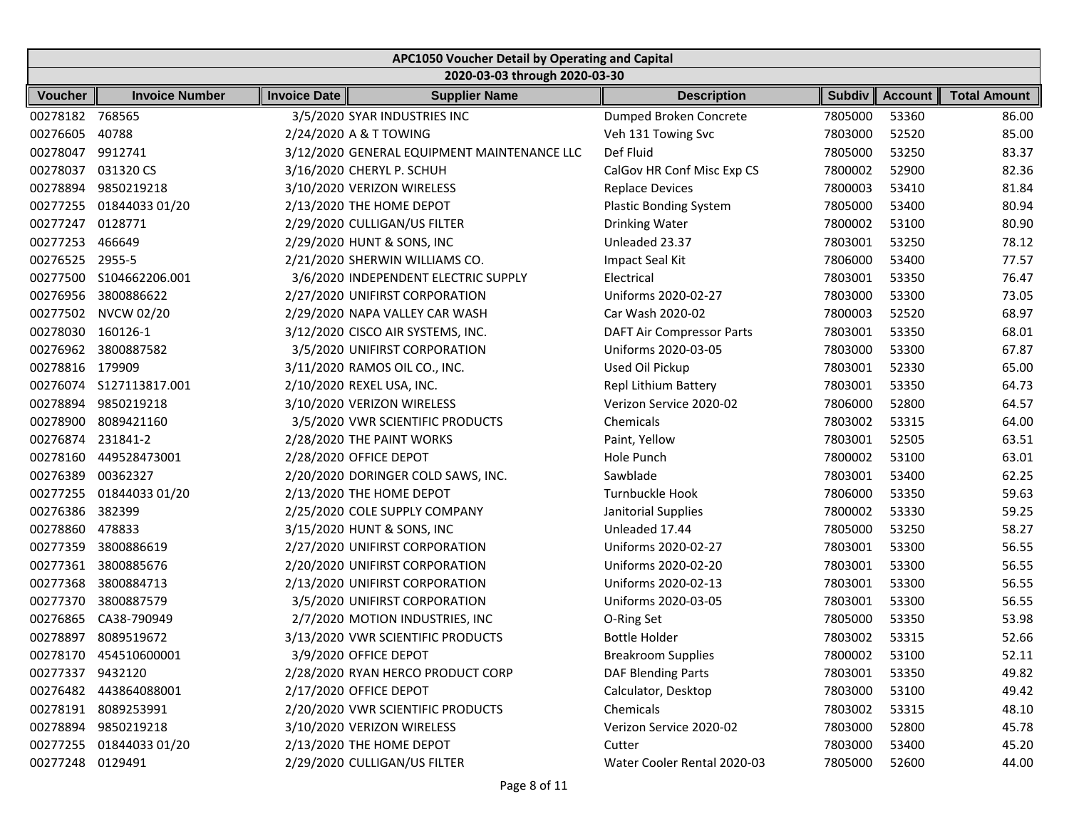| APC1050 Voucher Detail by Operating and Capital | | | | | | | |
|---|---|---|---|---|---|---|---|
| 2020-03-03 through 2020-03-30 | | | | | | | |
| **Voucher** | **Invoice Number** | **Invoice Date** | **Supplier Name** | **Description** | **Subdiv** | **Account** | **Total Amount** |
| 00278182 | 768565 | 3/5/2020 | SYAR INDUSTRIES INC | Dumped Broken Concrete | 7805000 | 53360 | 86.00 |
| 00276605 | 40788 | 2/24/2020 | A & T TOWING | Veh 131 Towing Svc | 7803000 | 52520 | 85.00 |
| 00278047 | 9912741 | 3/12/2020 | GENERAL EQUIPMENT MAINTENANCE LLC | Def Fluid | 7805000 | 53250 | 83.37 |
| 00278037 | 031320 CS | 3/16/2020 | CHERYL P. SCHUH | CalGov HR Conf Misc Exp CS | 7800002 | 52900 | 82.36 |
| 00278894 | 9850219218 | 3/10/2020 | VERIZON WIRELESS | Replace Devices | 7800003 | 53410 | 81.84 |
| 00277255 | 01844033 01/20 | 2/13/2020 | THE HOME DEPOT | Plastic Bonding System | 7805000 | 53400 | 80.94 |
| 00277247 | 0128771 | 2/29/2020 | CULLIGAN/US FILTER | Drinking Water | 7800002 | 53100 | 80.90 |
| 00277253 | 466649 | 2/29/2020 | HUNT & SONS, INC | Unleaded 23.37 | 7803001 | 53250 | 78.12 |
| 00276525 | 2955-5 | 2/21/2020 | SHERWIN WILLIAMS CO. | Impact Seal Kit | 7806000 | 53400 | 77.57 |
| 00277500 | S104662206.001 | 3/6/2020 | INDEPENDENT ELECTRIC SUPPLY | Electrical | 7803001 | 53350 | 76.47 |
| 00276956 | 3800886622 | 2/27/2020 | UNIFIRST CORPORATION | Uniforms 2020-02-27 | 7803000 | 53300 | 73.05 |
| 00277502 | NVCW 02/20 | 2/29/2020 | NAPA VALLEY CAR WASH | Car Wash 2020-02 | 7800003 | 52520 | 68.97 |
| 00278030 | 160126-1 | 3/12/2020 | CISCO AIR SYSTEMS, INC. | DAFT Air Compressor Parts | 7803001 | 53350 | 68.01 |
| 00276962 | 3800887582 | 3/5/2020 | UNIFIRST CORPORATION | Uniforms 2020-03-05 | 7803000 | 53300 | 67.87 |
| 00278816 | 179909 | 3/11/2020 | RAMOS OIL CO., INC. | Used Oil Pickup | 7803001 | 52330 | 65.00 |
| 00276074 | S127113817.001 | 2/10/2020 | REXEL USA, INC. | Repl Lithium Battery | 7803001 | 53350 | 64.73 |
| 00278894 | 9850219218 | 3/10/2020 | VERIZON WIRELESS | Verizon Service 2020-02 | 7806000 | 52800 | 64.57 |
| 00278900 | 8089421160 | 3/5/2020 | VWR SCIENTIFIC PRODUCTS | Chemicals | 7803002 | 53315 | 64.00 |
| 00276874 | 231841-2 | 2/28/2020 | THE PAINT WORKS | Paint, Yellow | 7803001 | 52505 | 63.51 |
| 00278160 | 449528473001 | 2/28/2020 | OFFICE DEPOT | Hole Punch | 7800002 | 53100 | 63.01 |
| 00276389 | 00362327 | 2/20/2020 | DORINGER COLD SAWS, INC. | Sawblade | 7803001 | 53400 | 62.25 |
| 00277255 | 01844033 01/20 | 2/13/2020 | THE HOME DEPOT | Turnbuckle Hook | 7806000 | 53350 | 59.63 |
| 00276386 | 382399 | 2/25/2020 | COLE SUPPLY COMPANY | Janitorial Supplies | 7800002 | 53330 | 59.25 |
| 00278860 | 478833 | 3/15/2020 | HUNT & SONS, INC | Unleaded 17.44 | 7805000 | 53250 | 58.27 |
| 00277359 | 3800886619 | 2/27/2020 | UNIFIRST CORPORATION | Uniforms 2020-02-27 | 7803001 | 53300 | 56.55 |
| 00277361 | 3800885676 | 2/20/2020 | UNIFIRST CORPORATION | Uniforms 2020-02-20 | 7803001 | 53300 | 56.55 |
| 00277368 | 3800884713 | 2/13/2020 | UNIFIRST CORPORATION | Uniforms 2020-02-13 | 7803001 | 53300 | 56.55 |
| 00277370 | 3800887579 | 3/5/2020 | UNIFIRST CORPORATION | Uniforms 2020-03-05 | 7803001 | 53300 | 56.55 |
| 00276865 | CA38-790949 | 2/7/2020 | MOTION INDUSTRIES, INC | O-Ring Set | 7805000 | 53350 | 53.98 |
| 00278897 | 8089519672 | 3/13/2020 | VWR SCIENTIFIC PRODUCTS | Bottle Holder | 7803002 | 53315 | 52.66 |
| 00278170 | 454510600001 | 3/9/2020 | OFFICE DEPOT | Breakroom Supplies | 7800002 | 53100 | 52.11 |
| 00277337 | 9432120 | 2/28/2020 | RYAN HERCO PRODUCT CORP | DAF Blending Parts | 7803001 | 53350 | 49.82 |
| 00276482 | 443864088001 | 2/17/2020 | OFFICE DEPOT | Calculator, Desktop | 7803000 | 53100 | 49.42 |
| 00278191 | 8089253991 | 2/20/2020 | VWR SCIENTIFIC PRODUCTS | Chemicals | 7803002 | 53315 | 48.10 |
| 00278894 | 9850219218 | 3/10/2020 | VERIZON WIRELESS | Verizon Service 2020-02 | 7803000 | 52800 | 45.78 |
| 00277255 | 01844033 01/20 | 2/13/2020 | THE HOME DEPOT | Cutter | 7803000 | 53400 | 45.20 |
| 00277248 | 0129491 | 2/29/2020 | CULLIGAN/US FILTER | Water Cooler Rental 2020-03 | 7805000 | 52600 | 44.00 |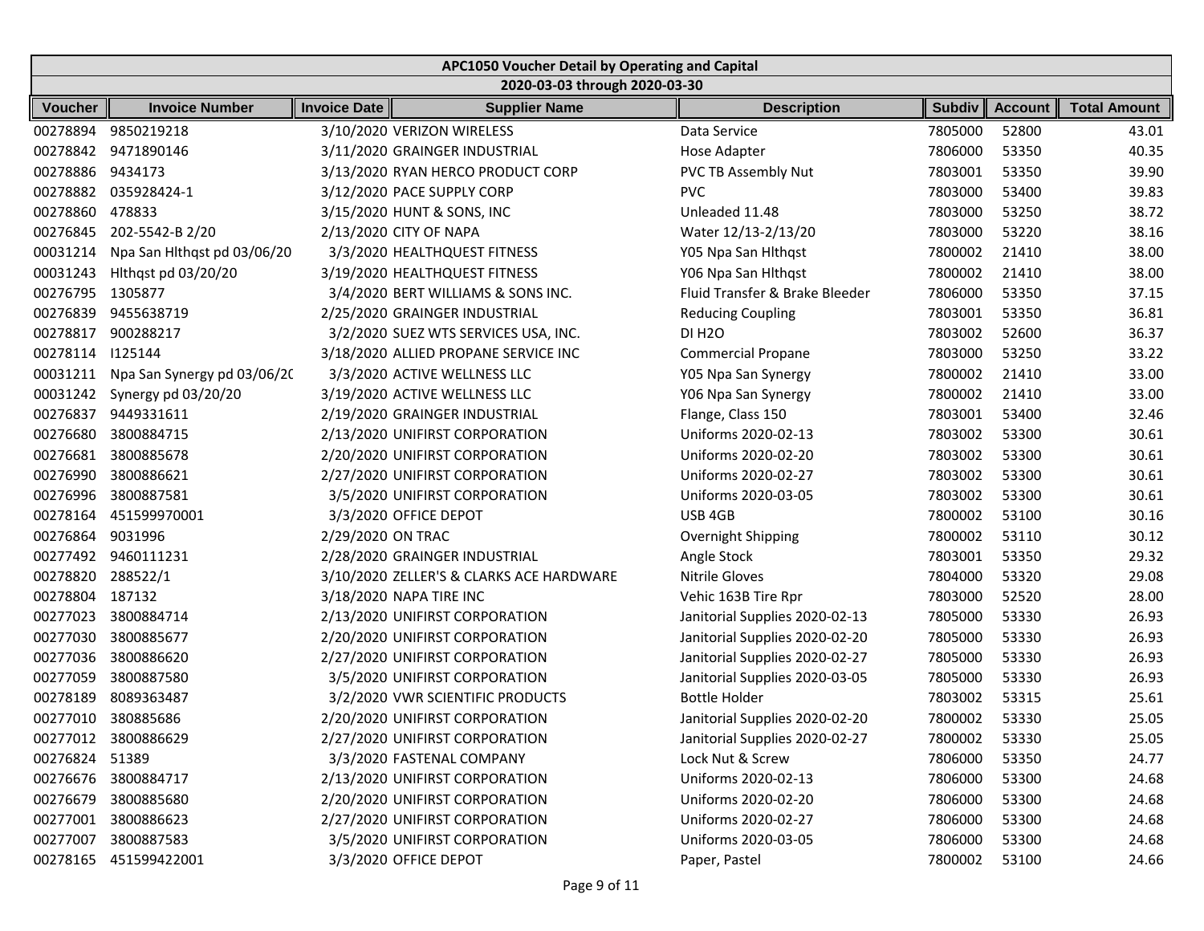| APC1050 Voucher Detail by Operating and Capital | | | | | | | |
|---|---|---|---|---|---|---|---|
| 2020-03-03 through 2020-03-30 | | | | | | | |
| **Voucher** | **Invoice Number** | **Invoice Date** | **Supplier Name** | **Description** | **Subdiv** | **Account** | **Total Amount** |
| 00278894 | 9850219218 | 3/10/2020 | VERIZON WIRELESS | Data Service | 7805000 | 52800 | 43.01 |
| 00278842 | 9471890146 | 3/11/2020 | GRAINGER INDUSTRIAL | Hose Adapter | 7806000 | 53350 | 40.35 |
| 00278886 | 9434173 | 3/13/2020 | RYAN HERCO PRODUCT CORP | PVC TB Assembly Nut | 7803001 | 53350 | 39.90 |
| 00278882 | 035928424-1 | 3/12/2020 | PACE SUPPLY CORP | PVC | 7803000 | 53400 | 39.83 |
| 00278860 | 478833 | 3/15/2020 | HUNT & SONS, INC | Unleaded 11.48 | 7803000 | 53250 | 38.72 |
| 00276845 | 202-5542-B 2/20 | 2/13/2020 | CITY OF NAPA | Water 12/13-2/13/20 | 7803000 | 53220 | 38.16 |
| 00031214 | Npa San Hlthqst pd 03/06/20 | 3/3/2020 | HEALTHQUEST FITNESS | Y05 Npa San Hlthqst | 7800002 | 21410 | 38.00 |
| 00031243 | Hlthqst pd 03/20/20 | 3/19/2020 | HEALTHQUEST FITNESS | Y06 Npa San Hlthqst | 7800002 | 21410 | 38.00 |
| 00276795 | 1305877 | 3/4/2020 | BERT WILLIAMS & SONS INC. | Fluid Transfer & Brake Bleeder | 7806000 | 53350 | 37.15 |
| 00276839 | 9455638719 | 2/25/2020 | GRAINGER INDUSTRIAL | Reducing Coupling | 7803001 | 53350 | 36.81 |
| 00278817 | 900288217 | 3/2/2020 | SUEZ WTS SERVICES USA, INC. | DI H2O | 7803002 | 52600 | 36.37 |
| 00278114 | I125144 | 3/18/2020 | ALLIED PROPANE SERVICE INC | Commercial Propane | 7803000 | 53250 | 33.22 |
| 00031211 | Npa San Synergy pd 03/06/20 | 3/3/2020 | ACTIVE WELLNESS LLC | Y05 Npa San Synergy | 7800002 | 21410 | 33.00 |
| 00031242 | Synergy pd 03/20/20 | 3/19/2020 | ACTIVE WELLNESS LLC | Y06 Npa San Synergy | 7800002 | 21410 | 33.00 |
| 00276837 | 9449331611 | 2/19/2020 | GRAINGER INDUSTRIAL | Flange, Class 150 | 7803001 | 53400 | 32.46 |
| 00276680 | 3800884715 | 2/13/2020 | UNIFIRST CORPORATION | Uniforms 2020-02-13 | 7803002 | 53300 | 30.61 |
| 00276681 | 3800885678 | 2/20/2020 | UNIFIRST CORPORATION | Uniforms 2020-02-20 | 7803002 | 53300 | 30.61 |
| 00276990 | 3800886621 | 2/27/2020 | UNIFIRST CORPORATION | Uniforms 2020-02-27 | 7803002 | 53300 | 30.61 |
| 00276996 | 3800887581 | 3/5/2020 | UNIFIRST CORPORATION | Uniforms 2020-03-05 | 7803002 | 53300 | 30.61 |
| 00278164 | 451599970001 | 3/3/2020 | OFFICE DEPOT | USB 4GB | 7800002 | 53100 | 30.16 |
| 00276864 | 9031996 | 2/29/2020 | ON TRAC | Overnight Shipping | 7800002 | 53110 | 30.12 |
| 00277492 | 9460111231 | 2/28/2020 | GRAINGER INDUSTRIAL | Angle Stock | 7803001 | 53350 | 29.32 |
| 00278820 | 288522/1 | 3/10/2020 | ZELLER'S & CLARKS ACE HARDWARE | Nitrile Gloves | 7804000 | 53320 | 29.08 |
| 00278804 | 187132 | 3/18/2020 | NAPA TIRE INC | Vehic 163B Tire Rpr | 7803000 | 52520 | 28.00 |
| 00277023 | 3800884714 | 2/13/2020 | UNIFIRST CORPORATION | Janitorial Supplies 2020-02-13 | 7805000 | 53330 | 26.93 |
| 00277030 | 3800885677 | 2/20/2020 | UNIFIRST CORPORATION | Janitorial Supplies 2020-02-20 | 7805000 | 53330 | 26.93 |
| 00277036 | 3800886620 | 2/27/2020 | UNIFIRST CORPORATION | Janitorial Supplies 2020-02-27 | 7805000 | 53330 | 26.93 |
| 00277059 | 3800887580 | 3/5/2020 | UNIFIRST CORPORATION | Janitorial Supplies 2020-03-05 | 7805000 | 53330 | 26.93 |
| 00278189 | 8089363487 | 3/2/2020 | VWR SCIENTIFIC PRODUCTS | Bottle Holder | 7803002 | 53315 | 25.61 |
| 00277010 | 380885686 | 2/20/2020 | UNIFIRST CORPORATION | Janitorial Supplies 2020-02-20 | 7800002 | 53330 | 25.05 |
| 00277012 | 3800886629 | 2/27/2020 | UNIFIRST CORPORATION | Janitorial Supplies 2020-02-27 | 7800002 | 53330 | 25.05 |
| 00276824 | 51389 | 3/3/2020 | FASTENAL COMPANY | Lock Nut & Screw | 7806000 | 53350 | 24.77 |
| 00276676 | 3800884717 | 2/13/2020 | UNIFIRST CORPORATION | Uniforms 2020-02-13 | 7806000 | 53300 | 24.68 |
| 00276679 | 3800885680 | 2/20/2020 | UNIFIRST CORPORATION | Uniforms 2020-02-20 | 7806000 | 53300 | 24.68 |
| 00277001 | 3800886623 | 2/27/2020 | UNIFIRST CORPORATION | Uniforms 2020-02-27 | 7806000 | 53300 | 24.68 |
| 00277007 | 3800887583 | 3/5/2020 | UNIFIRST CORPORATION | Uniforms 2020-03-05 | 7806000 | 53300 | 24.68 |
| 00278165 | 451599422001 | 3/3/2020 | OFFICE DEPOT | Paper, Pastel | 7800002 | 53100 | 24.66 |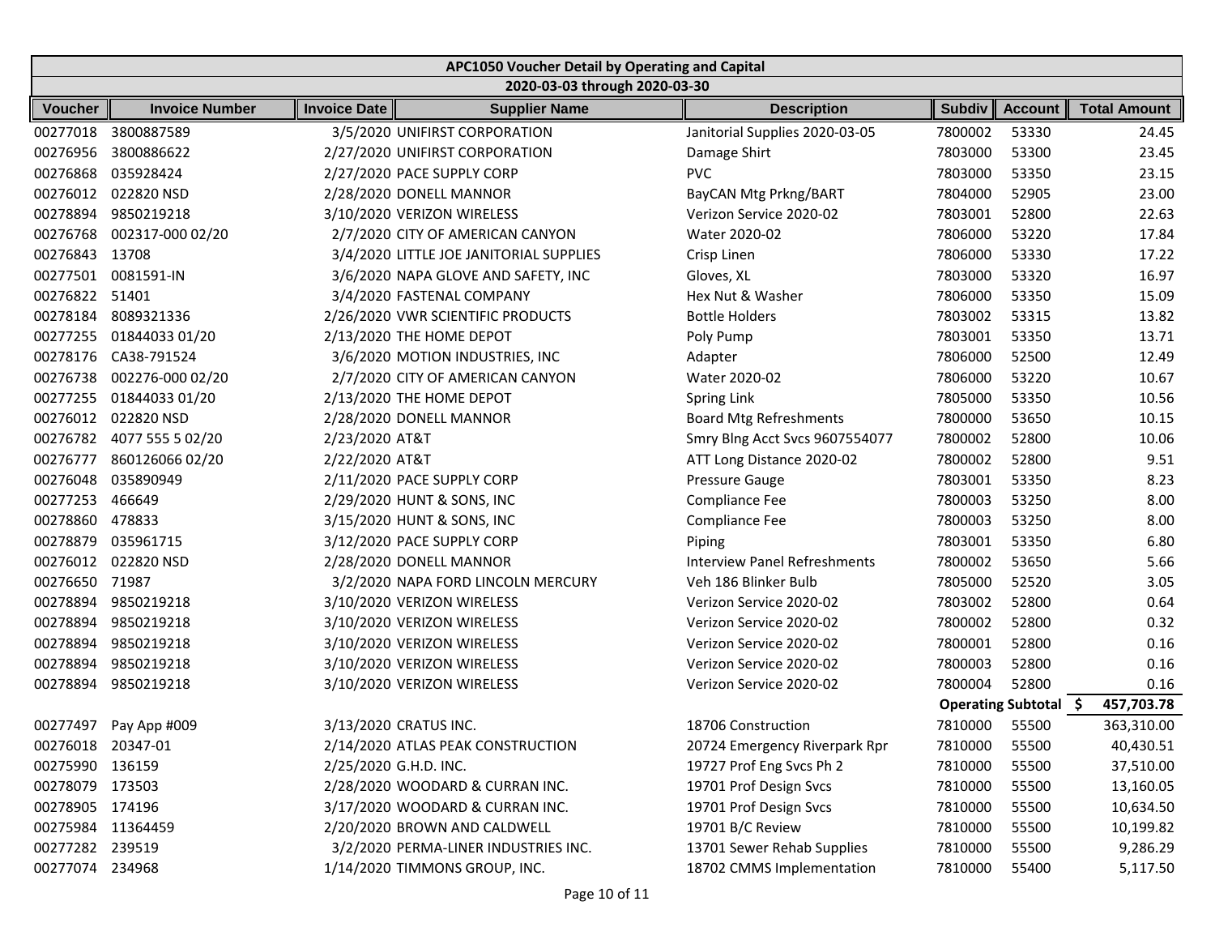| APC1050 Voucher Detail by Operating and Capital | | | | | | | |
|---|---|---|---|---|---|---|---|
| 2020-03-03 through 2020-03-30 | | | | | | | |
| **Voucher** | **Invoice Number** | **Invoice Date** | **Supplier Name** | **Description** | **Subdiv** | **Account** | **Total Amount** |
| 00277018 | 3800887589 | 3/5/2020 | UNIFIRST CORPORATION | Janitorial Supplies 2020-03-05 | 7800002 | 53330 | 24.45 |
| 00276956 | 3800886622 | 2/27/2020 | UNIFIRST CORPORATION | Damage Shirt | 7803000 | 53300 | 23.45 |
| 00276868 | 035928424 | 2/27/2020 | PACE SUPPLY CORP | PVC | 7803000 | 53350 | 23.15 |
| 00276012 | 022820 NSD | 2/28/2020 | DONELL MANNOR | BayCAN Mtg Prkng/BART | 7804000 | 52905 | 23.00 |
| 00278894 | 9850219218 | 3/10/2020 | VERIZON WIRELESS | Verizon Service 2020-02 | 7803001 | 52800 | 22.63 |
| 00276768 | 002317-000 02/20 | 2/7/2020 | CITY OF AMERICAN CANYON | Water 2020-02 | 7806000 | 53220 | 17.84 |
| 00276843 | 13708 | 3/4/2020 | LITTLE JOE JANITORIAL SUPPLIES | Crisp Linen | 7806000 | 53330 | 17.22 |
| 00277501 | 0081591-IN | 3/6/2020 | NAPA GLOVE AND SAFETY, INC | Gloves, XL | 7803000 | 53320 | 16.97 |
| 00276822 | 51401 | 3/4/2020 | FASTENAL COMPANY | Hex Nut & Washer | 7806000 | 53350 | 15.09 |
| 00278184 | 8089321336 | 2/26/2020 | VWR SCIENTIFIC PRODUCTS | Bottle Holders | 7803002 | 53315 | 13.82 |
| 00277255 | 01844033 01/20 | 2/13/2020 | THE HOME DEPOT | Poly Pump | 7803001 | 53350 | 13.71 |
| 00278176 | CA38-791524 | 3/6/2020 | MOTION INDUSTRIES, INC | Adapter | 7806000 | 52500 | 12.49 |
| 00276738 | 002276-000 02/20 | 2/7/2020 | CITY OF AMERICAN CANYON | Water 2020-02 | 7806000 | 53220 | 10.67 |
| 00277255 | 01844033 01/20 | 2/13/2020 | THE HOME DEPOT | Spring Link | 7805000 | 53350 | 10.56 |
| 00276012 | 022820 NSD | 2/28/2020 | DONELL MANNOR | Board Mtg Refreshments | 7800000 | 53650 | 10.15 |
| 00276782 | 4077 555 5 02/20 | 2/23/2020 | AT&T | Smry Blng Acct Svcs 9607554077 | 7800002 | 52800 | 10.06 |
| 00276777 | 860126066 02/20 | 2/22/2020 | AT&T | ATT Long Distance 2020-02 | 7800002 | 52800 | 9.51 |
| 00276048 | 035890949 | 2/11/2020 | PACE SUPPLY CORP | Pressure Gauge | 7803001 | 53350 | 8.23 |
| 00277253 | 466649 | 2/29/2020 | HUNT & SONS, INC | Compliance Fee | 7800003 | 53250 | 8.00 |
| 00278860 | 478833 | 3/15/2020 | HUNT & SONS, INC | Compliance Fee | 7800003 | 53250 | 8.00 |
| 00278879 | 035961715 | 3/12/2020 | PACE SUPPLY CORP | Piping | 7803001 | 53350 | 6.80 |
| 00276012 | 022820 NSD | 2/28/2020 | DONELL MANNOR | Interview Panel Refreshments | 7800002 | 53650 | 5.66 |
| 00276650 | 71987 | 3/2/2020 | NAPA FORD LINCOLN MERCURY | Veh 186 Blinker Bulb | 7805000 | 52520 | 3.05 |
| 00278894 | 9850219218 | 3/10/2020 | VERIZON WIRELESS | Verizon Service 2020-02 | 7803002 | 52800 | 0.64 |
| 00278894 | 9850219218 | 3/10/2020 | VERIZON WIRELESS | Verizon Service 2020-02 | 7800002 | 52800 | 0.32 |
| 00278894 | 9850219218 | 3/10/2020 | VERIZON WIRELESS | Verizon Service 2020-02 | 7800001 | 52800 | 0.16 |
| 00278894 | 9850219218 | 3/10/2020 | VERIZON WIRELESS | Verizon Service 2020-02 | 7800003 | 52800 | 0.16 |
| 00278894 | 9850219218 | 3/10/2020 | VERIZON WIRELESS | Verizon Service 2020-02 | 7800004 | 52800 | 0.16 |
| | | | | | **Operating Subtotal** | | **$ 457,703.78** |
| 00277497 | Pay App #009 | 3/13/2020 | CRATUS INC. | 18706 Construction | 7810000 | 55500 | 363,310.00 |
| 00276018 | 20347-01 | 2/14/2020 | ATLAS PEAK CONSTRUCTION | 20724 Emergency Riverpark Rpr | 7810000 | 55500 | 40,430.51 |
| 00275990 | 136159 | 2/25/2020 | G.H.D. INC. | 19727 Prof Eng Svcs Ph 2 | 7810000 | 55500 | 37,510.00 |
| 00278079 | 173503 | 2/28/2020 | WOODARD & CURRAN INC. | 19701 Prof Design Svcs | 7810000 | 55500 | 13,160.05 |
| 00278905 | 174196 | 3/17/2020 | WOODARD & CURRAN INC. | 19701 Prof Design Svcs | 7810000 | 55500 | 10,634.50 |
| 00275984 | 11364459 | 2/20/2020 | BROWN AND CALDWELL | 19701 B/C Review | 7810000 | 55500 | 10,199.82 |
| 00277282 | 239519 | 3/2/2020 | PERMA-LINER INDUSTRIES INC. | 13701 Sewer Rehab Supplies | 7810000 | 55500 | 9,286.29 |
| 00277074 | 234968 | 1/14/2020 | TIMMONS GROUP, INC. | 18702 CMMS Implementation | 7810000 | 55400 | 5,117.50 |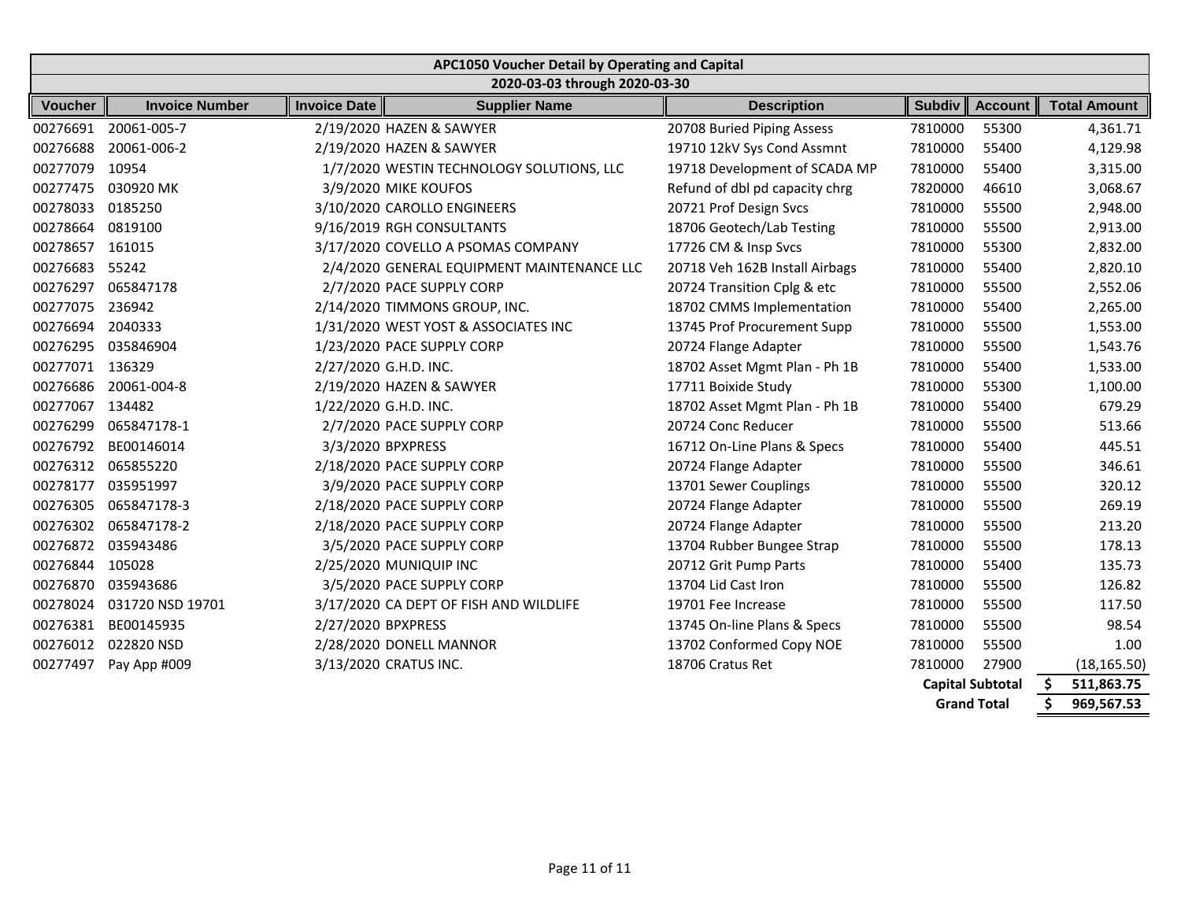| APC1050 Voucher Detail by Operating and Capital | | | | | | | |
|---|---|---|---|---|---|---|---|
| 2020-03-03 through 2020-03-30 | | | | | | | |
| **Voucher** | **Invoice Number** | **Invoice Date** | **Supplier Name** | **Description** | **Subdiv** | **Account** | **Total Amount** |
| 00276691 | 20061-005-7 | 2/19/2020 | HAZEN & SAWYER | 20708 Buried Piping Assess | 7810000 | 55300 | 4,361.71 |
| 00276688 | 20061-006-2 | 2/19/2020 | HAZEN & SAWYER | 19710 12kV Sys Cond Assmnt | 7810000 | 55400 | 4,129.98 |
| 00277079 | 10954 | 1/7/2020 | WESTIN TECHNOLOGY SOLUTIONS, LLC | 19718 Development of SCADA MP | 7810000 | 55400 | 3,315.00 |
| 00277475 | 030920 MK | 3/9/2020 | MIKE KOUFOS | Refund of dbl pd capacity chrg | 7820000 | 46610 | 3,068.67 |
| 00278033 | 0185250 | 3/10/2020 | CAROLLO ENGINEERS | 20721 Prof Design Svcs | 7810000 | 55500 | 2,948.00 |
| 00278664 | 0819100 | 9/16/2019 | RGH CONSULTANTS | 18706 Geotech/Lab Testing | 7810000 | 55500 | 2,913.00 |
| 00278657 | 161015 | 3/17/2020 | COVELLO A PSOMAS COMPANY | 17726 CM & Insp Svcs | 7810000 | 55300 | 2,832.00 |
| 00276683 | 55242 | 2/4/2020 | GENERAL EQUIPMENT MAINTENANCE LLC | 20718 Veh 162B Install Airbags | 7810000 | 55400 | 2,820.10 |
| 00276297 | 065847178 | 2/7/2020 | PACE SUPPLY CORP | 20724 Transition Cplg & etc | 7810000 | 55500 | 2,552.06 |
| 00277075 | 236942 | 2/14/2020 | TIMMONS GROUP, INC. | 18702 CMMS Implementation | 7810000 | 55400 | 2,265.00 |
| 00276694 | 2040333 | 1/31/2020 | WEST YOST & ASSOCIATES INC | 13745 Prof Procurement Supp | 7810000 | 55500 | 1,553.00 |
| 00276295 | 035846904 | 1/23/2020 | PACE SUPPLY CORP | 20724 Flange Adapter | 7810000 | 55500 | 1,543.76 |
| 00277071 | 136329 | 2/27/2020 | G.H.D. INC. | 18702 Asset Mgmt Plan - Ph 1B | 7810000 | 55400 | 1,533.00 |
| 00276686 | 20061-004-8 | 2/19/2020 | HAZEN & SAWYER | 17711 Boixide Study | 7810000 | 55300 | 1,100.00 |
| 00277067 | 134482 | 1/22/2020 | G.H.D. INC. | 18702 Asset Mgmt Plan - Ph 1B | 7810000 | 55400 | 679.29 |
| 00276299 | 065847178-1 | 2/7/2020 | PACE SUPPLY CORP | 20724 Conc Reducer | 7810000 | 55500 | 513.66 |
| 00276792 | BE00146014 | 3/3/2020 | BPXPRESS | 16712 On-Line Plans & Specs | 7810000 | 55400 | 445.51 |
| 00276312 | 065855220 | 2/18/2020 | PACE SUPPLY CORP | 20724 Flange Adapter | 7810000 | 55500 | 346.61 |
| 00278177 | 035951997 | 3/9/2020 | PACE SUPPLY CORP | 13701 Sewer Couplings | 7810000 | 55500 | 320.12 |
| 00276305 | 065847178-3 | 2/18/2020 | PACE SUPPLY CORP | 20724 Flange Adapter | 7810000 | 55500 | 269.19 |
| 00276302 | 065847178-2 | 2/18/2020 | PACE SUPPLY CORP | 20724 Flange Adapter | 7810000 | 55500 | 213.20 |
| 00276872 | 035943486 | 3/5/2020 | PACE SUPPLY CORP | 13704 Rubber Bungee Strap | 7810000 | 55500 | 178.13 |
| 00276844 | 105028 | 2/25/2020 | MUNIQUIP INC | 20712 Grit Pump Parts | 7810000 | 55400 | 135.73 |
| 00276870 | 035943686 | 3/5/2020 | PACE SUPPLY CORP | 13704 Lid Cast Iron | 7810000 | 55500 | 126.82 |
| 00278024 | 031720 NSD 19701 | 3/17/2020 | CA DEPT OF FISH AND WILDLIFE | 19701 Fee Increase | 7810000 | 55500 | 117.50 |
| 00276381 | BE00145935 | 2/27/2020 | BPXPRESS | 13745 On-line Plans & Specs | 7810000 | 55500 | 98.54 |
| 00276012 | 022820 NSD | 2/28/2020 | DONELL MANNOR | 13702 Conformed Copy NOE | 7810000 | 55500 | 1.00 |
| 00277497 | Pay App #009 | 3/13/2020 | CRATUS INC. | 18706 Cratus Ret | 7810000 | 27900 | (18,165.50) |
| | | | | | **Capital Subtotal** | | **$ 511,863.75** |
| | | | | | **Grand Total** | | **$ 969,567.53** |